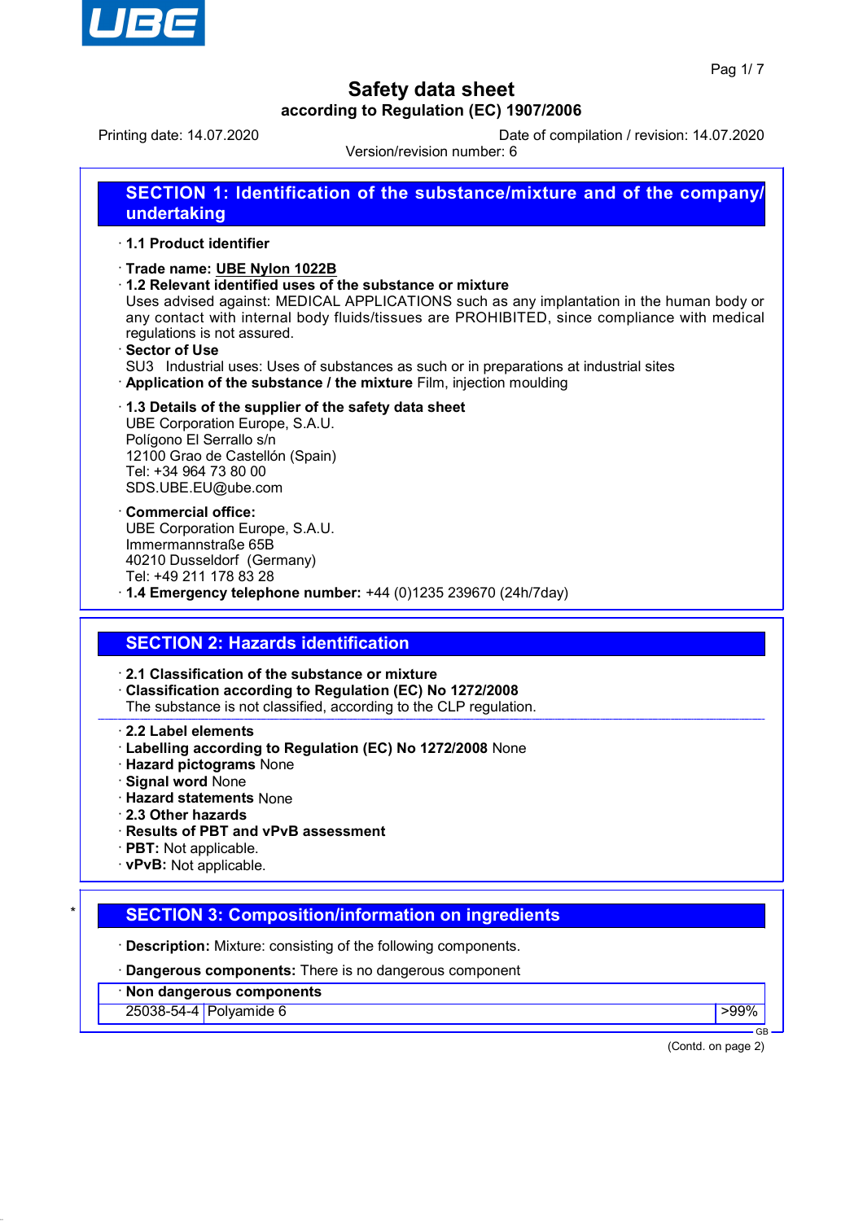# Safety data sheet

**according to Regulation (EC) 1907/2006**

Printing date: 14.07.2020 Date of compilation / revision: 14.07.2020

Version/revision number: 6

## SECTION 1: Identification of the substance/mixture and of the company/undertaking

· **1.1 Product identifier**

· **Trade name: UBE Nylon 1022B**

· **1.2 Relevant identified uses of the substance or mixture**

Uses advised against: MEDICAL APPLICATIONS such as any implantation in the human body or any contact with internal body fluids/tissues are PROHIBITED, since compliance with medical regulations is not assured.

· **Sector of Use**

SU3 Industrial uses: Uses of substances as such or in preparations at industrial sites

· **Application of the substance / the mixture** Film, injection moulding

· **1.3 Details of the supplier of the safety data sheet**

UBE Corporation Europe, S.A.U.
Polígono El Serrallo s/n
12100 Grao de Castellón (Spain)
Tel: +34 964 73 80 00
SDS.UBE.EU@ube.com

· **Commercial office:**

UBE Corporation Europe, S.A.U.
Immermannstraße 65B
40210 Dusseldorf (Germany)
Tel: +49 211 178 83 28

· **1.4 Emergency telephone number:** +44 (0)1235 239670 (24h/7day)

## SECTION 2: Hazards identification

· **2.1 Classification of the substance or mixture**

· **Classification according to Regulation (EC) No 1272/2008**

The substance is not classified, according to the CLP regulation.

· **2.2 Label elements**

· **Labelling according to Regulation (EC) No 1272/2008** None

· **Hazard pictograms** None

· **Signal word** None

· **Hazard statements** None

· **2.3 Other hazards**

· **Results of PBT and vPvB assessment**

· **PBT:** Not applicable.

· **vPvB:** Not applicable.

## SECTION 3: Composition/information on ingredients

· **Description:** Mixture: consisting of the following components.

· **Dangerous components:** There is no dangerous component

| · **Non dangerous components** | | |
|---|---|---|
| 25038-54-4 | Polyamide 6 | >99% |

(Contd. on page 2)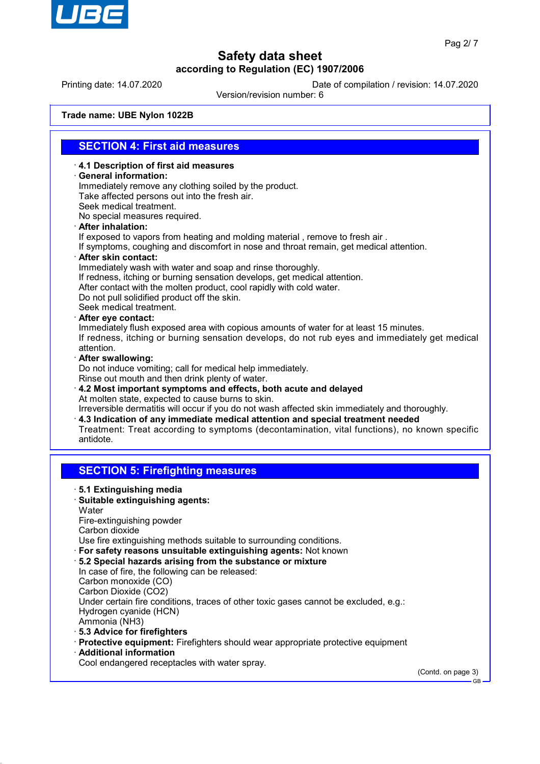Safety data sheet
according to Regulation (EC) 1907/2006

Printing date: 14.07.2020 Date of compilation / revision: 14.07.2020
Version/revision number: 6

**Trade name: UBE Nylon 1022B**

## SECTION 4: First aid measures

· **4.1 Description of first aid measures**
· **General information:**
Immediately remove any clothing soiled by the product.
Take affected persons out into the fresh air.
Seek medical treatment.
No special measures required.
· **After inhalation:**
If exposed to vapors from heating and molding material , remove to fresh air .
If symptoms, coughing and discomfort in nose and throat remain, get medical attention.
· **After skin contact:**
Immediately wash with water and soap and rinse thoroughly.
If redness, itching or burning sensation develops, get medical attention.
After contact with the molten product, cool rapidly with cold water.
Do not pull solidified product off the skin.
Seek medical treatment.
· **After eye contact:**
Immediately flush exposed area with copious amounts of water for at least 15 minutes.
If redness, itching or burning sensation develops, do not rub eyes and immediately get medical attention.
· **After swallowing:**
Do not induce vomiting; call for medical help immediately.
Rinse out mouth and then drink plenty of water.
· **4.2 Most important symptoms and effects, both acute and delayed**
At molten state, expected to cause burns to skin.
Irreversible dermatitis will occur if you do not wash affected skin immediately and thoroughly.
· **4.3 Indication of any immediate medical attention and special treatment needed**
Treatment: Treat according to symptoms (decontamination, vital functions), no known specific antidote.

## SECTION 5: Firefighting measures

· **5.1 Extinguishing media**
· **Suitable extinguishing agents:**
Water
Fire-extinguishing powder
Carbon dioxide
Use fire extinguishing methods suitable to surrounding conditions.
· **For safety reasons unsuitable extinguishing agents:** Not known
· **5.2 Special hazards arising from the substance or mixture**
In case of fire, the following can be released:
Carbon monoxide (CO)
Carbon Dioxide ($CO_2$)
Under certain fire conditions, traces of other toxic gases cannot be excluded, e.g.:
Hydrogen cyanide (HCN)
Ammonia ($NH_3$)
· **5.3 Advice for firefighters**
· **Protective equipment:** Firefighters should wear appropriate protective equipment
· **Additional information**
Cool endangered receptacles with water spray.

(Contd. on page 3)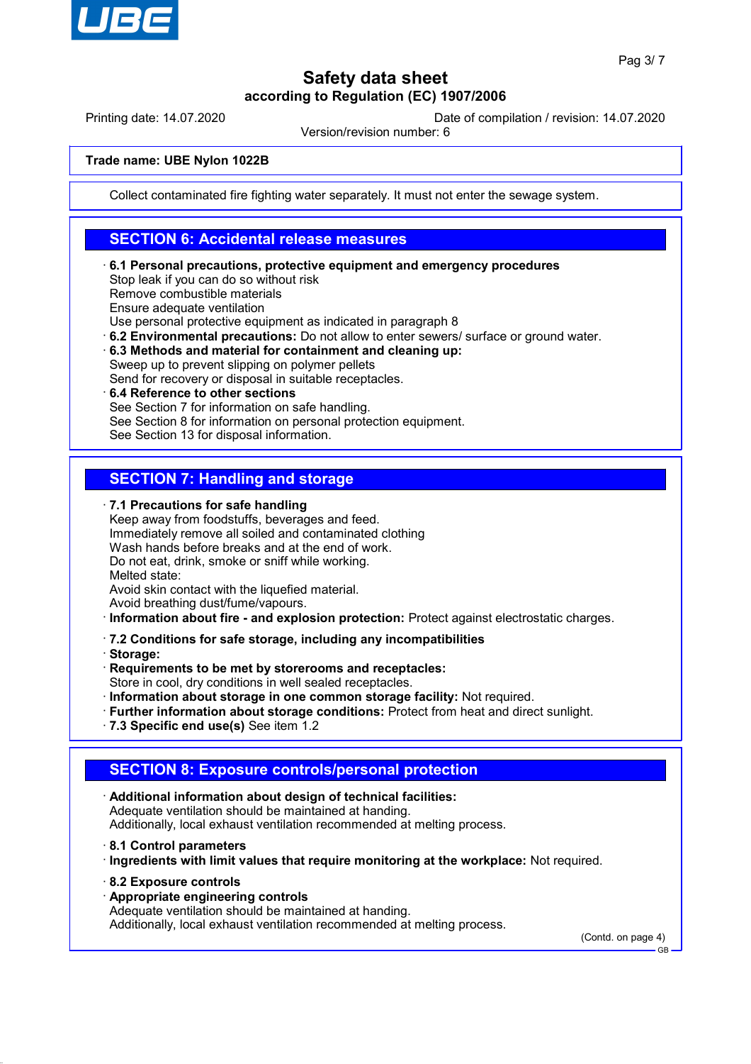Collect contaminated fire fighting water separately. It must not enter the sewage system.

## SECTION 6: Accidental release measures

· **6.1 Personal precautions, protective equipment and emergency procedures**
Stop leak if you can do so without risk
Remove combustible materials
Ensure adequate ventilation
Use personal protective equipment as indicated in paragraph 8
· **6.2 Environmental precautions:** Do not allow to enter sewers/ surface or ground water.
· **6.3 Methods and material for containment and cleaning up:**
Sweep up to prevent slipping on polymer pellets
Send for recovery or disposal in suitable receptacles.
· **6.4 Reference to other sections**
See Section 7 for information on safe handling.
See Section 8 for information on personal protection equipment.
See Section 13 for disposal information.

## SECTION 7: Handling and storage

· **7.1 Precautions for safe handling**
Keep away from foodstuffs, beverages and feed.
Immediately remove all soiled and contaminated clothing
Wash hands before breaks and at the end of work.
Do not eat, drink, smoke or sniff while working.
Melted state:
Avoid skin contact with the liquefied material.
Avoid breathing dust/fume/vapours.
· **Information about fire - and explosion protection:** Protect against electrostatic charges.

· **7.2 Conditions for safe storage, including any incompatibilities**
· **Storage:**
· **Requirements to be met by storerooms and receptacles:**
Store in cool, dry conditions in well sealed receptacles.
· **Information about storage in one common storage facility:** Not required.
· **Further information about storage conditions:** Protect from heat and direct sunlight.
· **7.3 Specific end use(s)** See item 1.2

## SECTION 8: Exposure controls/personal protection

· **Additional information about design of technical facilities:**
Adequate ventilation should be maintained at handing.
Additionally, local exhaust ventilation recommended at melting process.

· **8.1 Control parameters**
· **Ingredients with limit values that require monitoring at the workplace:** Not required.

· **8.2 Exposure controls**
· **Appropriate engineering controls**
Adequate ventilation should be maintained at handing.
Additionally, local exhaust ventilation recommended at melting process.

(Contd. on page 4)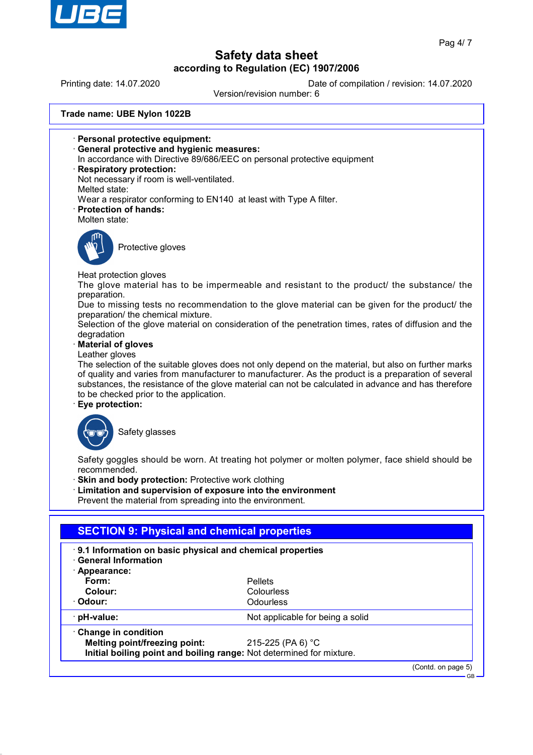**Trade name: UBE Nylon 1022B**

· **Personal protective equipment:**
· **General protective and hygienic measures:**
In accordance with Directive 89/686/EEC on personal protective equipment
· **Respiratory protection:**
Not necessary if room is well-ventilated.
Melted state:
Wear a respirator conforming to EN140 at least with Type A filter.
· **Protection of hands:**
Molten state:

Protective gloves

Heat protection gloves
The glove material has to be impermeable and resistant to the product/ the substance/ the preparation.
Due to missing tests no recommendation to the glove material can be given for the product/ the preparation/ the chemical mixture.
Selection of the glove material on consideration of the penetration times, rates of diffusion and the degradation
· **Material of gloves**
Leather gloves
The selection of the suitable gloves does not only depend on the material, but also on further marks of quality and varies from manufacturer to manufacturer. As the product is a preparation of several substances, the resistance of the glove material can not be calculated in advance and has therefore to be checked prior to the application.
· **Eye protection:**

Safety glasses

Safety goggles should be worn. At treating hot polymer or molten polymer, face shield should be recommended.
· **Skin and body protection:** Protective work clothing
· **Limitation and supervision of exposure into the environment**
Prevent the material from spreading into the environment.

## SECTION 9: Physical and chemical properties

· **9.1 Information on basic physical and chemical properties**
· **General Information**
· **Appearance:**

| | |
|---|---|
| **Form:** | Pellets |
| **Colour:** | Colourless |
| · **Odour:** | Odourless |
| · **pH-value:** | Not applicable for being a solid |
| · **Change in condition** | |
| **Melting point/freezing point:** | 215-225 (PA 6) °C |
| **Initial boiling point and boiling range:** | Not determined for mixture. |

(Contd. on page 5)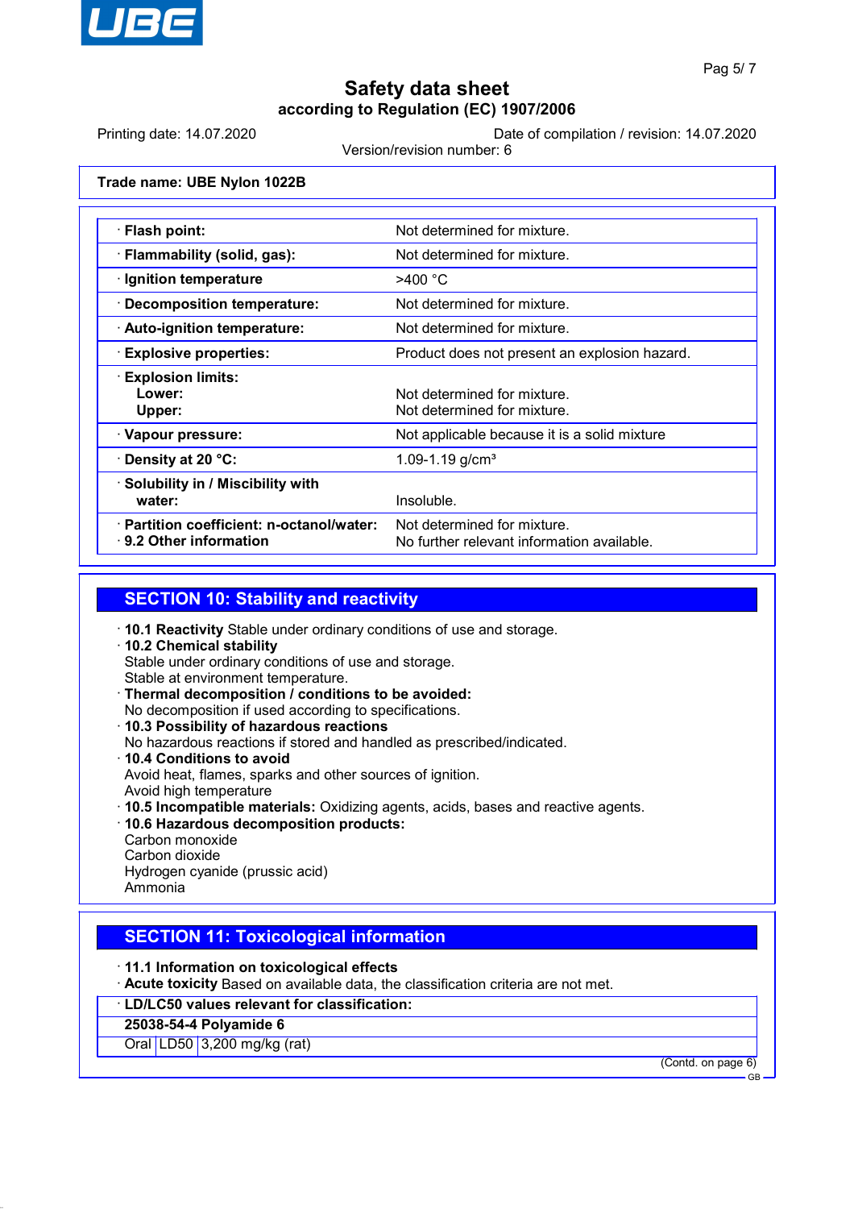**Trade name: UBE Nylon 1022B**

| | |
|---|---|
| · **Flash point:** | Not determined for mixture. |
| · **Flammability (solid, gas):** | Not determined for mixture. |
| · **Ignition temperature** | >400 °C |
| · **Decomposition temperature:** | Not determined for mixture. |
| · **Auto-ignition temperature:** | Not determined for mixture. |
| · **Explosive properties:** | Product does not present an explosion hazard. |
| · **Explosion limits:** | |
| **Lower:** | Not determined for mixture. |
| **Upper:** | Not determined for mixture. |
| · **Vapour pressure:** | Not applicable because it is a solid mixture |
| · **Density at 20 °C:** | 1.09-1.19 g/cm³ |
| · **Solubility in / Miscibility with water:** | Insoluble. |
| · **Partition coefficient: n-octanol/water:** | Not determined for mixture. |
| · **9.2 Other information** | No further relevant information available. |

## SECTION 10: Stability and reactivity

· **10.1 Reactivity** Stable under ordinary conditions of use and storage.
· **10.2 Chemical stability**
Stable under ordinary conditions of use and storage.
Stable at environment temperature.
· **Thermal decomposition / conditions to be avoided:**
No decomposition if used according to specifications.
· **10.3 Possibility of hazardous reactions**
No hazardous reactions if stored and handled as prescribed/indicated.
· **10.4 Conditions to avoid**
Avoid heat, flames, sparks and other sources of ignition.
Avoid high temperature
· **10.5 Incompatible materials:** Oxidizing agents, acids, bases and reactive agents.
· **10.6 Hazardous decomposition products:**
Carbon monoxide
Carbon dioxide
Hydrogen cyanide (prussic acid)
Ammonia

## SECTION 11: Toxicological information

· **11.1 Information on toxicological effects**
· **Acute toxicity** Based on available data, the classification criteria are not met.

| · **LD/LC50 values relevant for classification:** | | |
|---|---|---|
| **25038-54-4 Polyamide 6** | | |
| Oral | LD50 | 3,200 mg/kg (rat) |

(Contd. on page 6)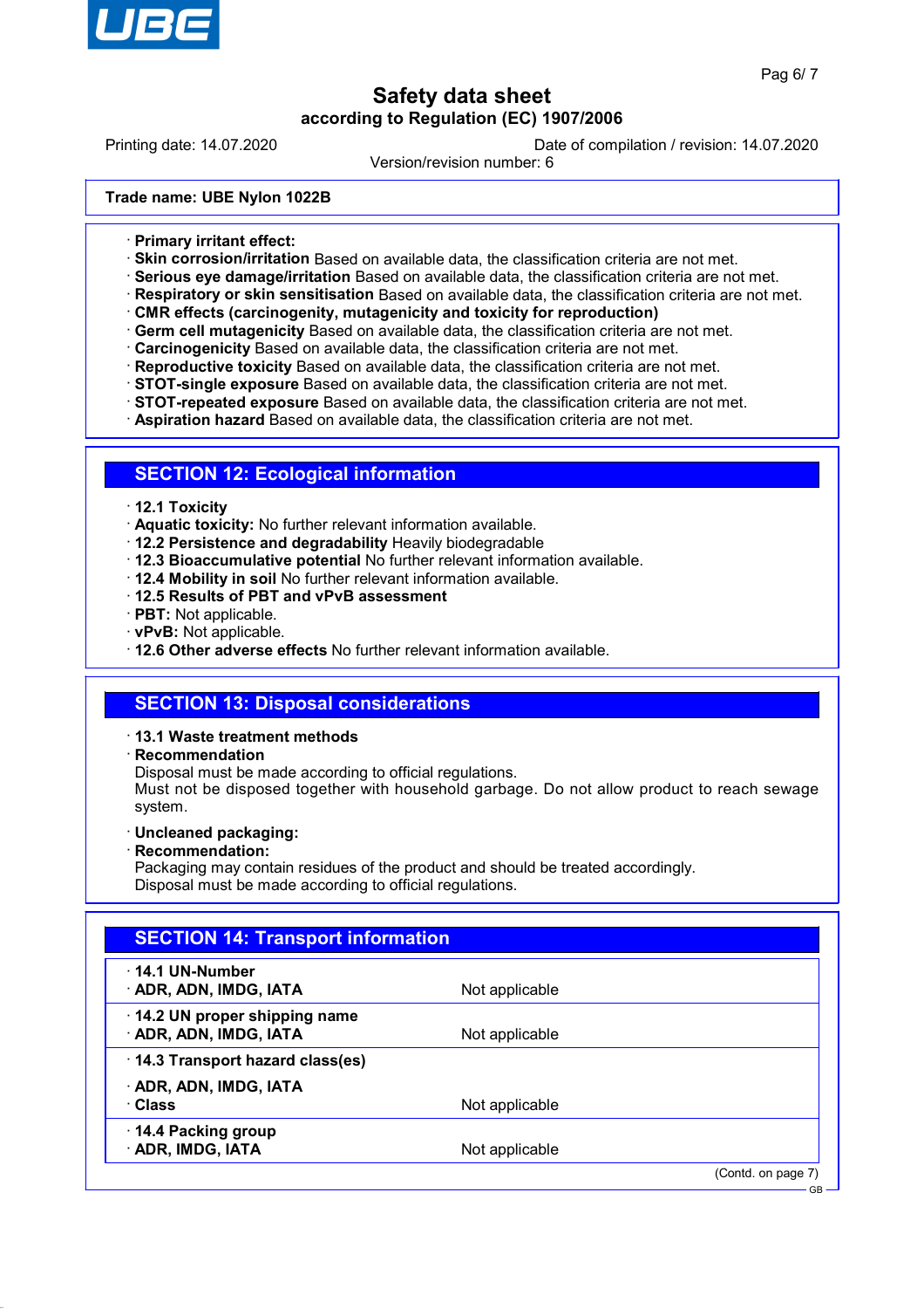**Trade name: UBE Nylon 1022B**

· **Primary irritant effect:**
· **Skin corrosion/irritation** Based on available data, the classification criteria are not met.
· **Serious eye damage/irritation** Based on available data, the classification criteria are not met.
· **Respiratory or skin sensitisation** Based on available data, the classification criteria are not met.
· **CMR effects (carcinogenity, mutagenicity and toxicity for reproduction)**
· **Germ cell mutagenicity** Based on available data, the classification criteria are not met.
· **Carcinogenicity** Based on available data, the classification criteria are not met.
· **Reproductive toxicity** Based on available data, the classification criteria are not met.
· **STOT-single exposure** Based on available data, the classification criteria are not met.
· **STOT-repeated exposure** Based on available data, the classification criteria are not met.
· **Aspiration hazard** Based on available data, the classification criteria are not met.

## SECTION 12: Ecological information

· **12.1 Toxicity**
· **Aquatic toxicity:** No further relevant information available.
· **12.2 Persistence and degradability** Heavily biodegradable
· **12.3 Bioaccumulative potential** No further relevant information available.
· **12.4 Mobility in soil** No further relevant information available.
· **12.5 Results of PBT and vPvB assessment**
· **PBT:** Not applicable.
· **vPvB:** Not applicable.
· **12.6 Other adverse effects** No further relevant information available.

## SECTION 13: Disposal considerations

· **13.1 Waste treatment methods**
· **Recommendation**
Disposal must be made according to official regulations.
Must not be disposed together with household garbage. Do not allow product to reach sewage system.

· **Uncleaned packaging:**
· **Recommendation:**
Packaging may contain residues of the product and should be treated accordingly.
Disposal must be made according to official regulations.

## SECTION 14: Transport information

| | |
|---|---|
| · **14.1 UN-Number** | |
| · **ADR, ADN, IMDG, IATA** | Not applicable |
| · **14.2 UN proper shipping name** | |
| · **ADR, ADN, IMDG, IATA** | Not applicable |
| · **14.3 Transport hazard class(es)** | |
| · **ADR, ADN, IMDG, IATA** | |
| · **Class** | Not applicable |
| · **14.4 Packing group** | |
| · **ADR, IMDG, IATA** | Not applicable |

(Contd. on page 7)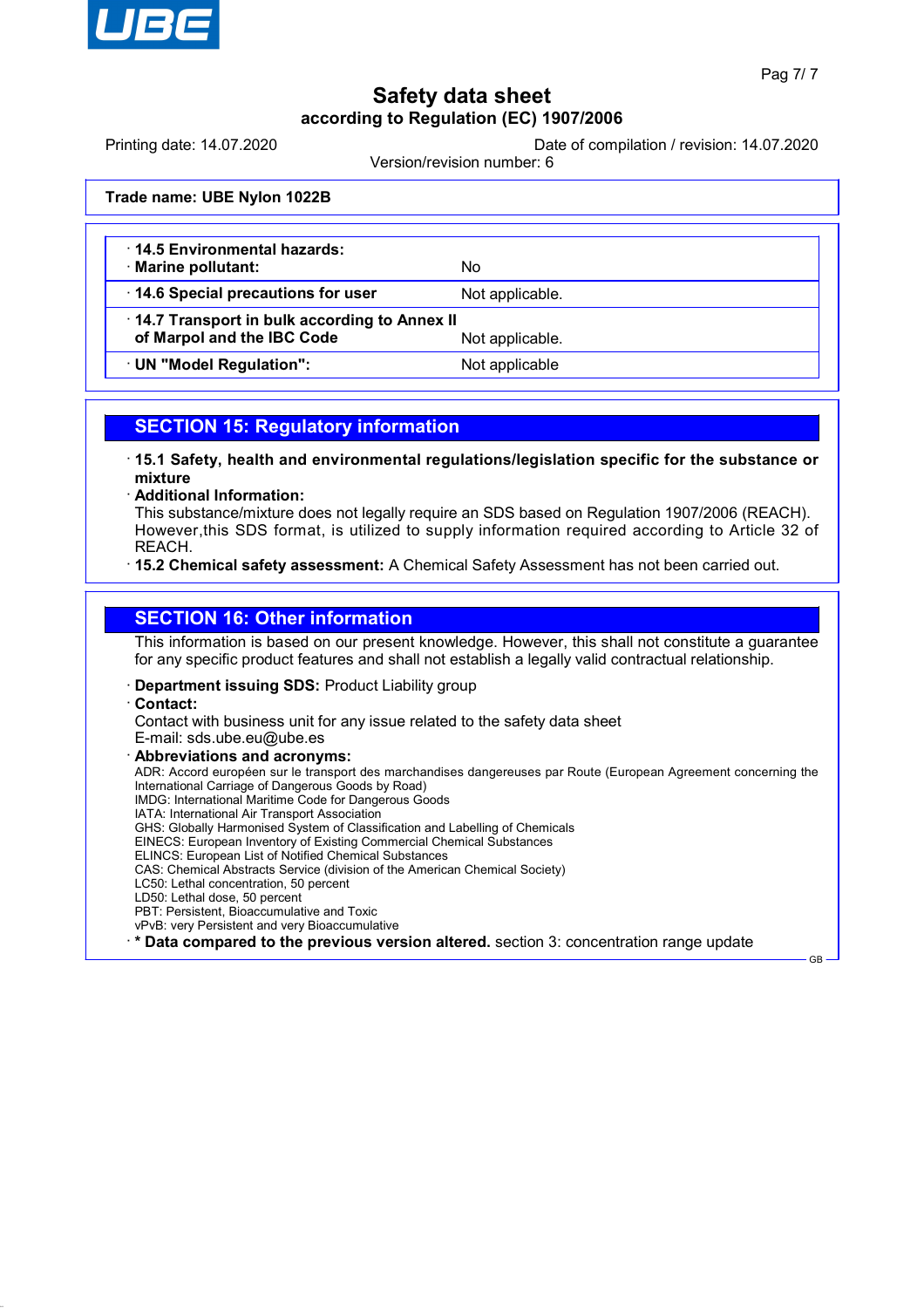# Safety data sheet

**according to Regulation (EC) 1907/2006**

Printing date: 14.07.2020 Date of compilation / revision: 14.07.2020

Version/revision number: 6

**Trade name: UBE Nylon 1022B**

| | |
|---|---|
| · **14.5 Environmental hazards:** · **Marine pollutant:** | No |
| · **14.6 Special precautions for user** | Not applicable. |
| · **14.7 Transport in bulk according to Annex II of Marpol and the IBC Code** | Not applicable. |
| · **UN "Model Regulation":** | Not applicable |

## SECTION 15: Regulatory information

· **15.1 Safety, health and environmental regulations/legislation specific for the substance or mixture**

· **Additional Information:**
This substance/mixture does not legally require an SDS based on Regulation 1907/2006 (REACH). However,this SDS format, is utilized to supply information required according to Article 32 of REACH.

· **15.2 Chemical safety assessment:** A Chemical Safety Assessment has not been carried out.

## SECTION 16: Other information

This information is based on our present knowledge. However, this shall not constitute a guarantee for any specific product features and shall not establish a legally valid contractual relationship.

· **Department issuing SDS:** Product Liability group

· **Contact:**
Contact with business unit for any issue related to the safety data sheet
E-mail: sds.ube.eu@ube.es

· **Abbreviations and acronyms:**
ADR: Accord européen sur le transport des marchandises dangereuses par Route (European Agreement concerning the International Carriage of Dangerous Goods by Road)
IMDG: International Maritime Code for Dangerous Goods
IATA: International Air Transport Association
GHS: Globally Harmonised System of Classification and Labelling of Chemicals
EINECS: European Inventory of Existing Commercial Chemical Substances
ELINCS: European List of Notified Chemical Substances
CAS: Chemical Abstracts Service (division of the American Chemical Society)
LC50: Lethal concentration, 50 percent
LD50: Lethal dose, 50 percent
PBT: Persistent, Bioaccumulative and Toxic
vPvB: very Persistent and very Bioaccumulative

· * **Data compared to the previous version altered.** section 3: concentration range update

GB